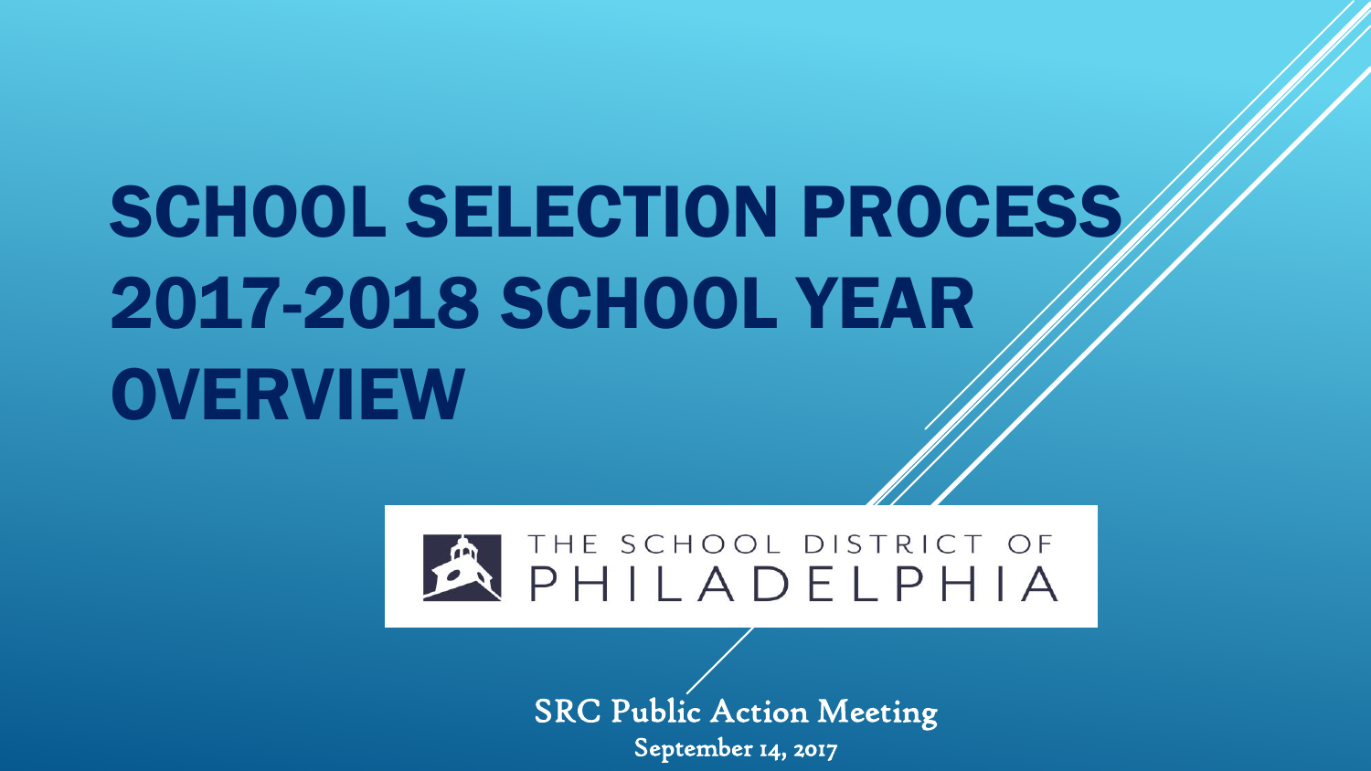# SCHOOL SELECTION PROCESS 2017-2018 SCHOOL YEAR OVERVIEW

THE SCHOOL DISTRICT OF PHILADELPHIA

SRC Public Action Meeting

September 14, 2017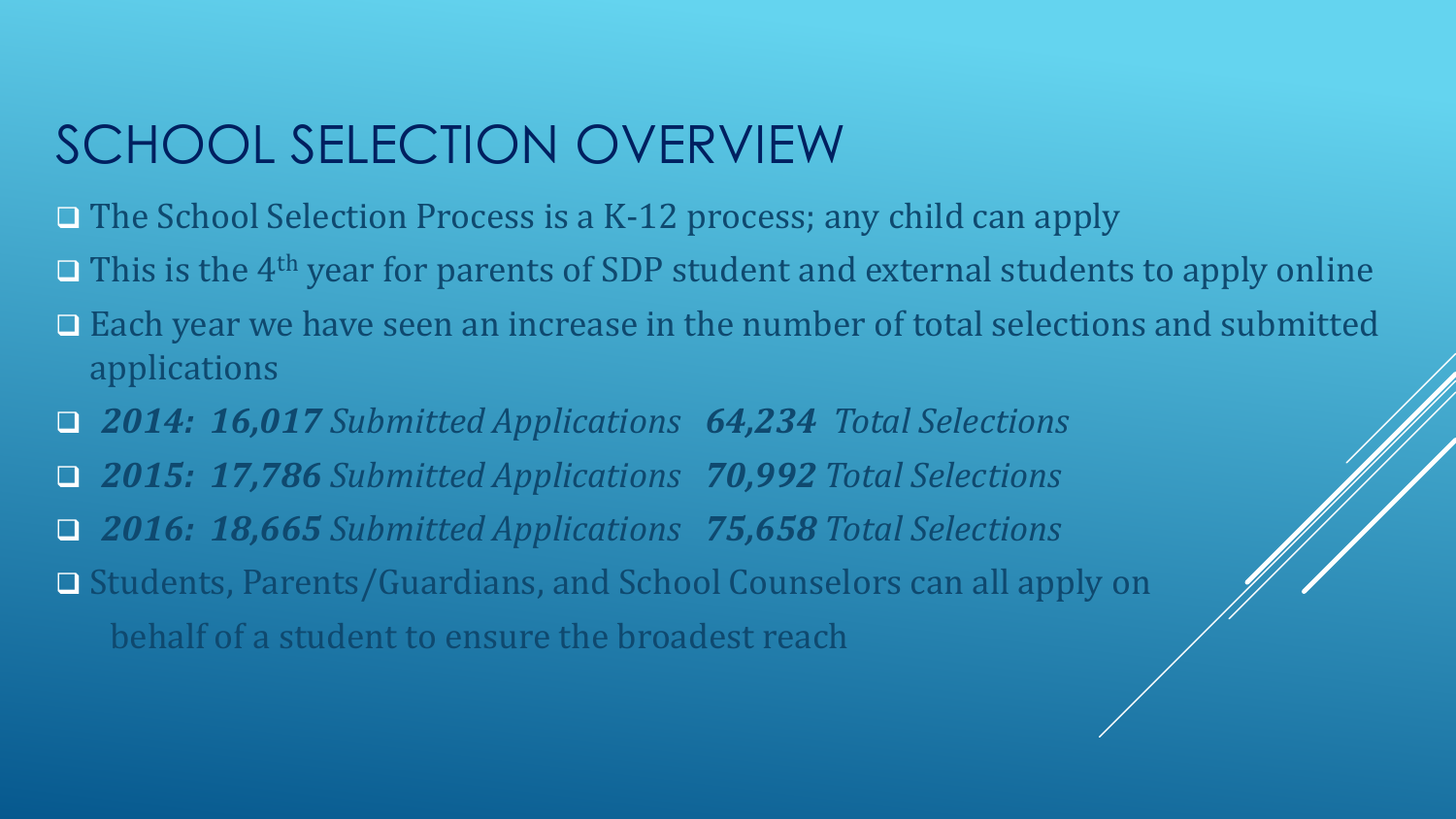# SCHOOL SELECTION OVERVIEW

- The School Selection Process is a K-12 process; any child can apply
- This is the 4th year for parents of SDP student and external students to apply online
- Each year we have seen an increase in the number of total selections and submitted applications
- ***2014: 16,017*** *Submitted Applications* ***64,234*** *Total Selections*
- ***2015: 17,786*** *Submitted Applications* ***70,992*** *Total Selections*
- ***2016: 18,665*** *Submitted Applications* ***75,658*** *Total Selections*
- Students, Parents/Guardians, and School Counselors can all apply on behalf of a student to ensure the broadest reach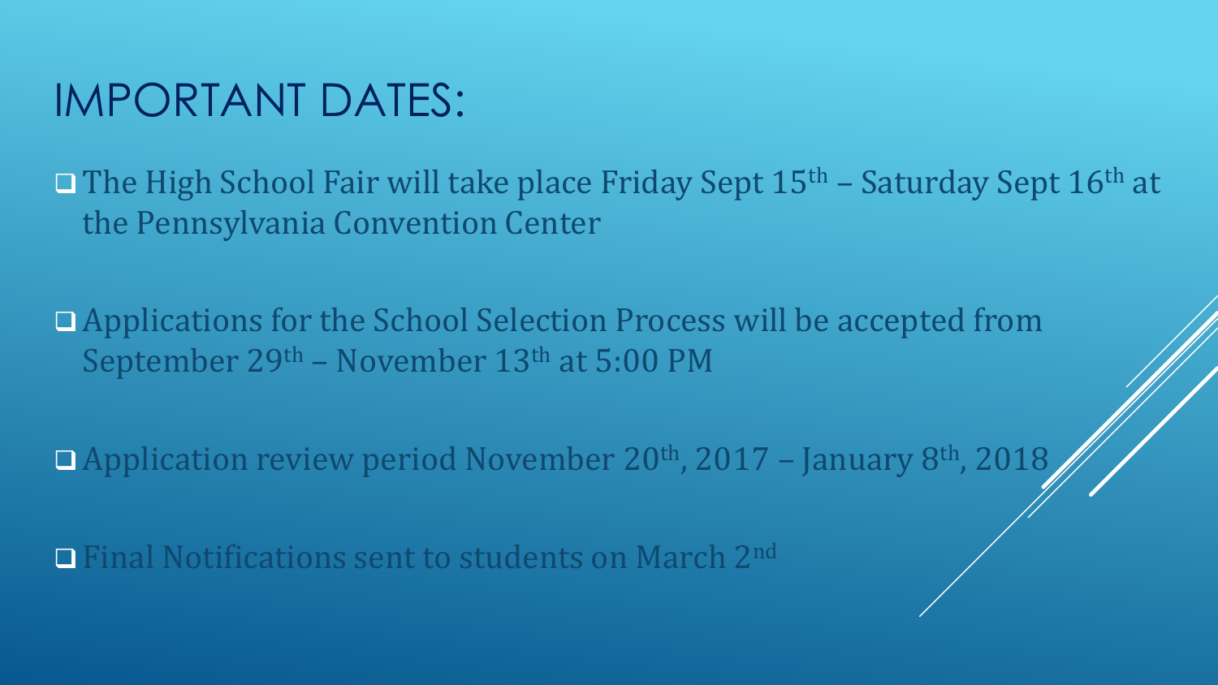# IMPORTANT DATES:

- The High School Fair will take place Friday Sept 15th – Saturday Sept 16th at the Pennsylvania Convention Center
- Applications for the School Selection Process will be accepted from September 29th – November 13th at 5:00 PM
- Application review period November 20th, 2017 – January 8th, 2018
- Final Notifications sent to students on March 2nd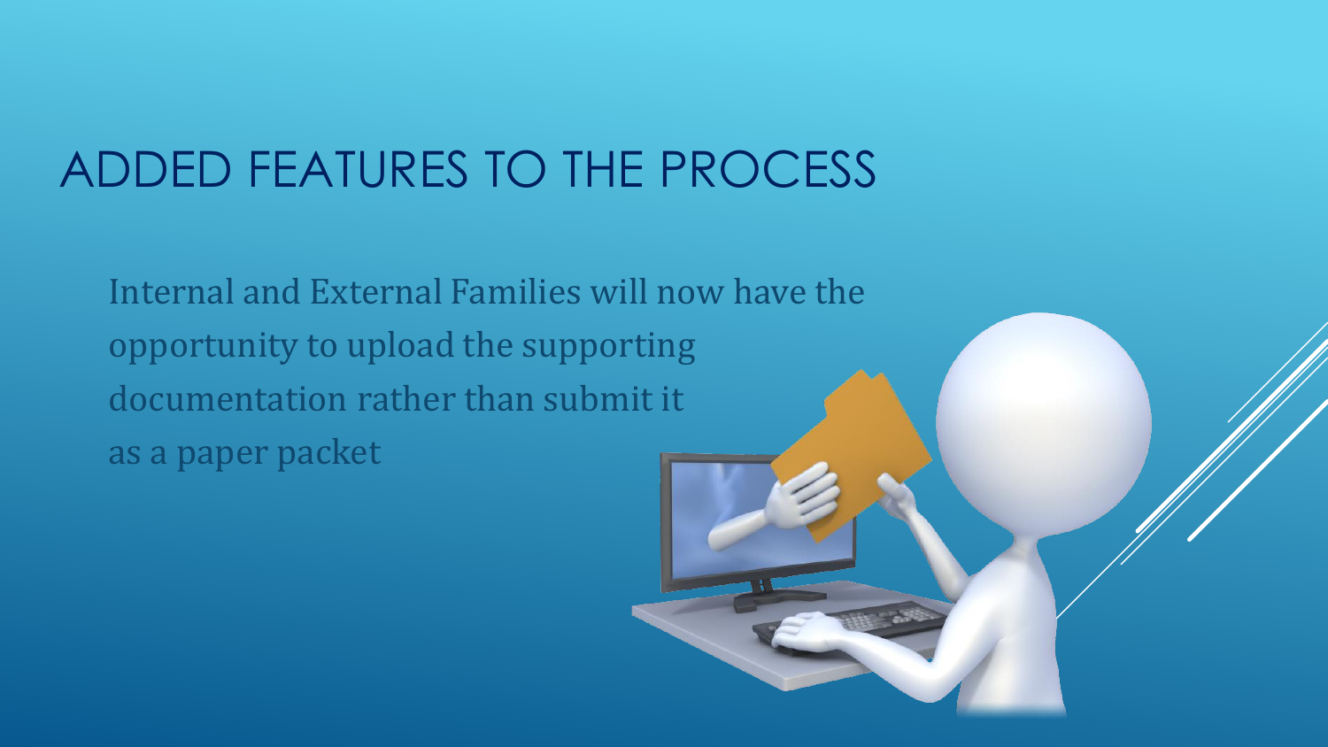# ADDED FEATURES TO THE PROCESS

Internal and External Families will now have the opportunity to upload the supporting documentation rather than submit it as a paper packet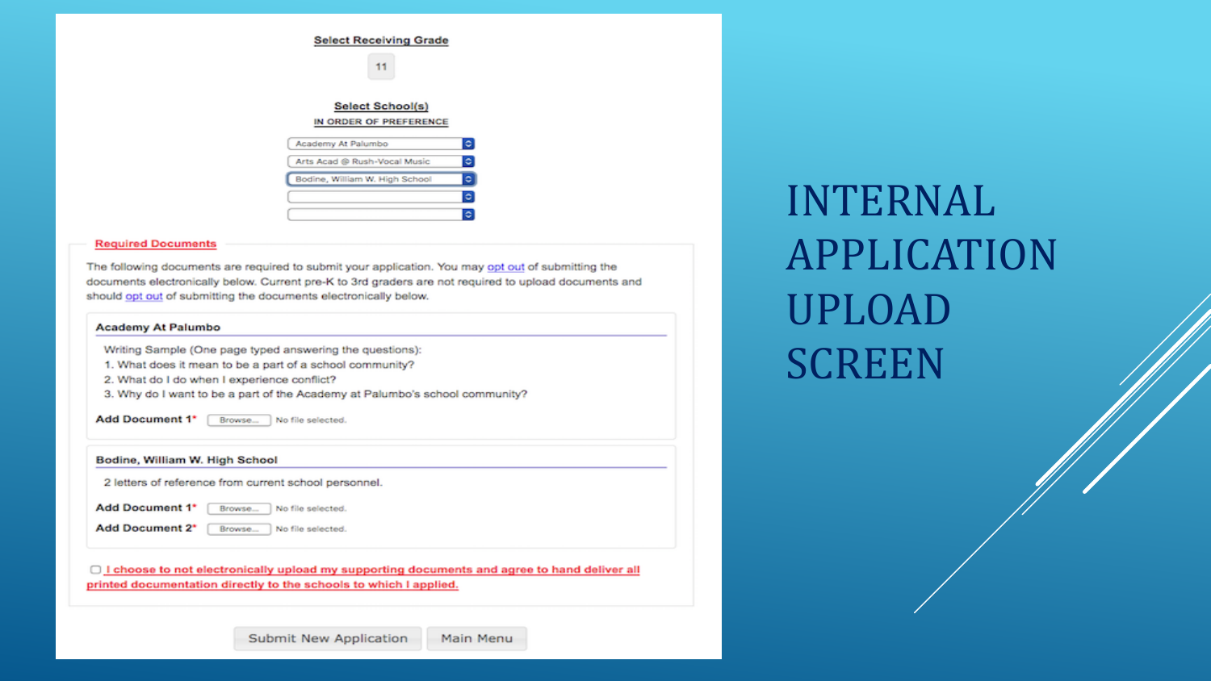# INTERNAL APPLICATION UPLOAD SCREEN

**Select Receiving Grade**

11

**Select School(s)**

**IN ORDER OF PREFERENCE**

- Academy At Palumbo
- Arts Acad @ Rush-Vocal Music
- Bodine, William W. High School

**Required Documents**

The following documents are required to submit your application. You may opt out of submitting the documents electronically below. Current pre-K to 3rd graders are not required to upload documents and should opt out of submitting the documents electronically below.

**Academy At Palumbo**

Writing Sample (One page typed answering the questions):

1. What does it mean to be a part of a school community?
2. What do I do when I experience conflict?
3. Why do I want to be a part of the Academy at Palumbo's school community?

**Add Document 1*** Browse... No file selected.

**Bodine, William W. High School**

2 letters of reference from current school personnel.

**Add Document 1*** Browse... No file selected.

**Add Document 2*** Browse... No file selected.

☐ I choose to not electronically upload my supporting documents and agree to hand deliver all printed documentation directly to the schools to which I applied.

Submit New Application | Main Menu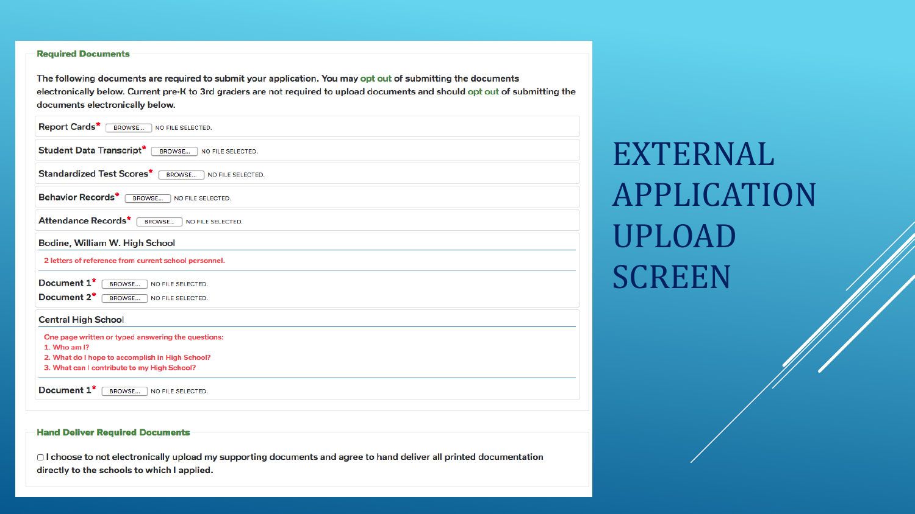# EXTERNAL APPLICATION UPLOAD SCREEN

### Required Documents

The following documents are required to submit your application. You may opt out of submitting the documents electronically below. Current pre-K to 3rd graders are not required to upload documents and should opt out of submitting the documents electronically below.

Report Cards* BROWSE... NO FILE SELECTED.

Student Data Transcript* BROWSE... NO FILE SELECTED.

Standardized Test Scores* BROWSE... NO FILE SELECTED.

Behavior Records* BROWSE... NO FILE SELECTED.

Attendance Records* BROWSE... NO FILE SELECTED.

**Bodine, William W. High School**

2 letters of reference from current school personnel.

Document 1* BROWSE... NO FILE SELECTED.

Document 2* BROWSE... NO FILE SELECTED.

**Central High School**

One page written or typed answering the questions:

1. Who am I?
2. What do I hope to accomplish in High School?
3. What can I contribute to my High School?

Document 1* BROWSE... NO FILE SELECTED.

### Hand Deliver Required Documents

☐ I choose to not electronically upload my supporting documents and agree to hand deliver all printed documentation directly to the schools to which I applied.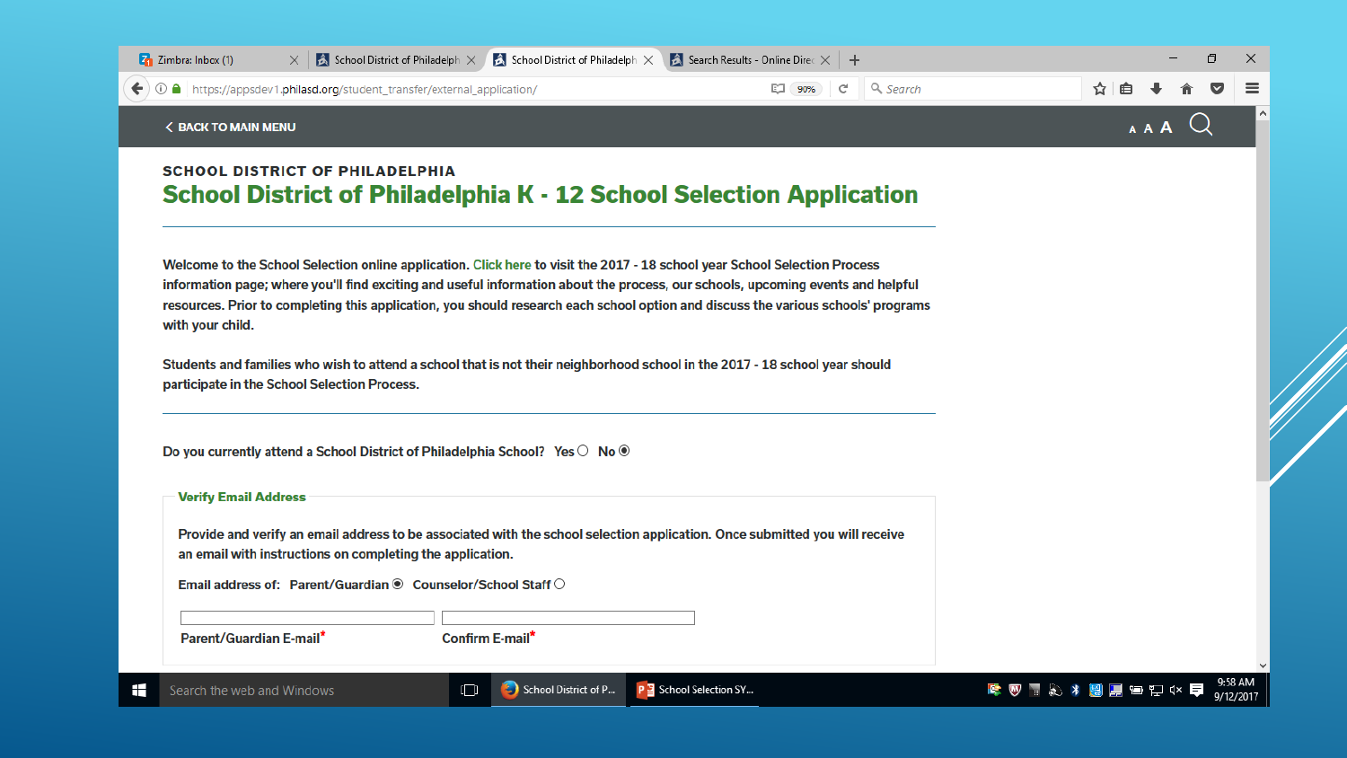< BACK TO MAIN MENU

SCHOOL DISTRICT OF PHILADELPHIA

# School District of Philadelphia K - 12 School Selection Application

Welcome to the School Selection online application. Click here to visit the 2017 - 18 school year School Selection Process information page; where you'll find exciting and useful information about the process, our schools, upcoming events and helpful resources. Prior to completing this application, you should research each school option and discuss the various schools' programs with your child.

Students and families who wish to attend a school that is not their neighborhood school in the 2017 - 18 school year should participate in the School Selection Process.

Do you currently attend a School District of Philadelphia School? Yes ○ No ◉

## Verify Email Address

Provide and verify an email address to be associated with the school selection application. Once submitted you will receive an email with instructions on completing the application.

Email address of: Parent/Guardian ◉ Counselor/School Staff ○

Parent/Guardian E-mail* Confirm E-mail*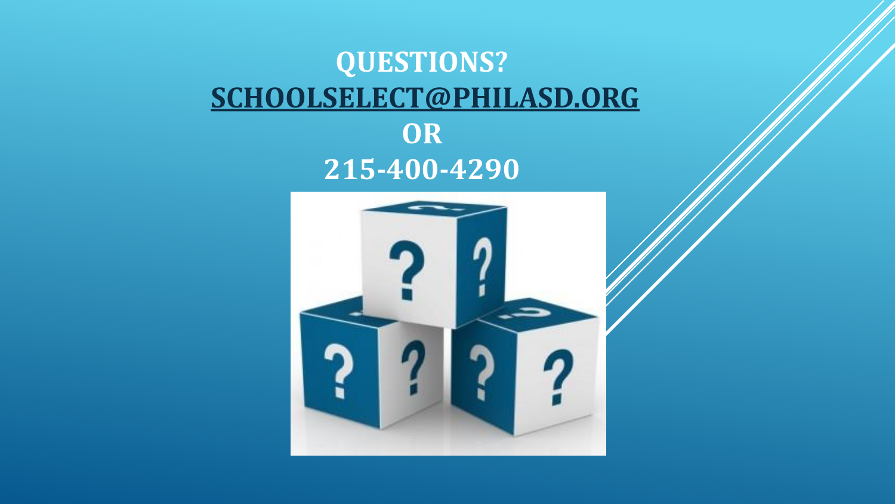# QUESTIONS?

**SCHOOLSELECT@PHILASD.ORG**

**OR**

**215-400-4290**